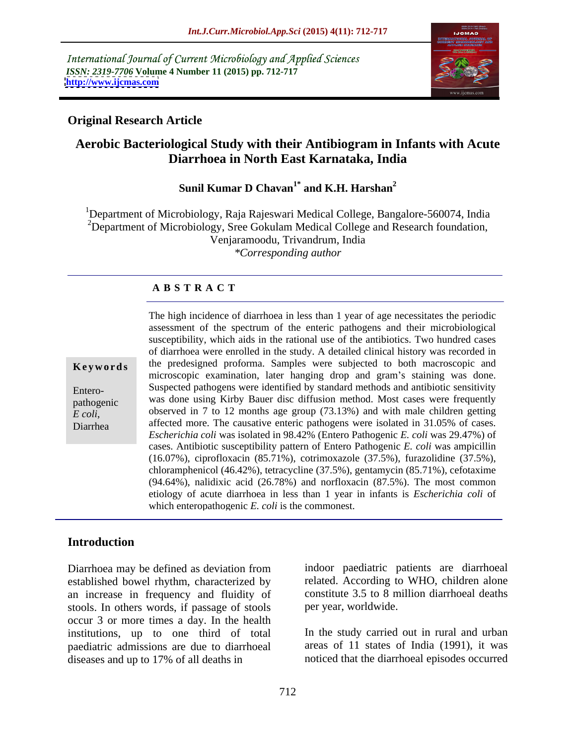International Journal of Current Microbiology and Applied Sciences
*ISSN: 2319-7706* **Volume 4 Number 11 (2015) pp. 712-717**
**http://www.ijcmas.com**

**Original Research Article**

# Aerobic Bacteriological Study with their Antibiogram in Infants with Acute Diarrhoea in North East Karnataka, India

**Sunil Kumar D Chavan[1*] and K.H. Harshan[2]**

[1]Department of Microbiology, Raja Rajeswari Medical College, Bangalore-560074, India
[2]Department of Microbiology, Sree Gokulam Medical College and Research foundation, Venjaramoodu, Trivandrum, India
*\*Corresponding author*

## ABSTRACT

**Keywords**

Entero-pathogenic *E coli*, Diarrhea

The high incidence of diarrhoea in less than 1 year of age necessitates the periodic assessment of the spectrum of the enteric pathogens and their microbiological susceptibility, which aids in the rational use of the antibiotics. Two hundred cases of diarrhoea were enrolled in the study. A detailed clinical history was recorded in the predesigned proforma. Samples were subjected to both macroscopic and microscopic examination, later hanging drop and gram's staining was done. Suspected pathogens were identified by standard methods and antibiotic sensitivity was done using Kirby Bauer disc diffusion method. Most cases were frequently observed in 7 to 12 months age group (73.13%) and with male children getting affected more. The causative enteric pathogens were isolated in 31.05% of cases. *Escherichia coli* was isolated in 98.42% (Entero Pathogenic *E. coli* was 29.47%) of cases. Antibiotic susceptibility pattern of Entero Pathogenic *E. coli* was ampicillin (16.07%), ciprofloxacin (85.71%), cotrimoxazole (37.5%), furazolidine (37.5%), chloramphenicol (46.42%), tetracycline (37.5%), gentamycin (85.71%), cefotaxime (94.64%), nalidixic acid (26.78%) and norfloxacin (87.5%). The most common etiology of acute diarrhoea in less than 1 year in infants is *Escherichia coli* of which enteropathogenic *E. coli* is the commonest.

## Introduction

Diarrhoea may be defined as deviation from established bowel rhythm, characterized by an increase in frequency and fluidity of stools. In others words, if passage of stools occur 3 or more times a day. In the health institutions, up to one third of total paediatric admissions are due to diarrhoeal diseases and up to 17% of all deaths in indoor paediatric patients are diarrhoeal related. According to WHO, children alone constitute 3.5 to 8 million diarrhoeal deaths per year, worldwide.

In the study carried out in rural and urban areas of 11 states of India (1991), it was noticed that the diarrhoeal episodes occurred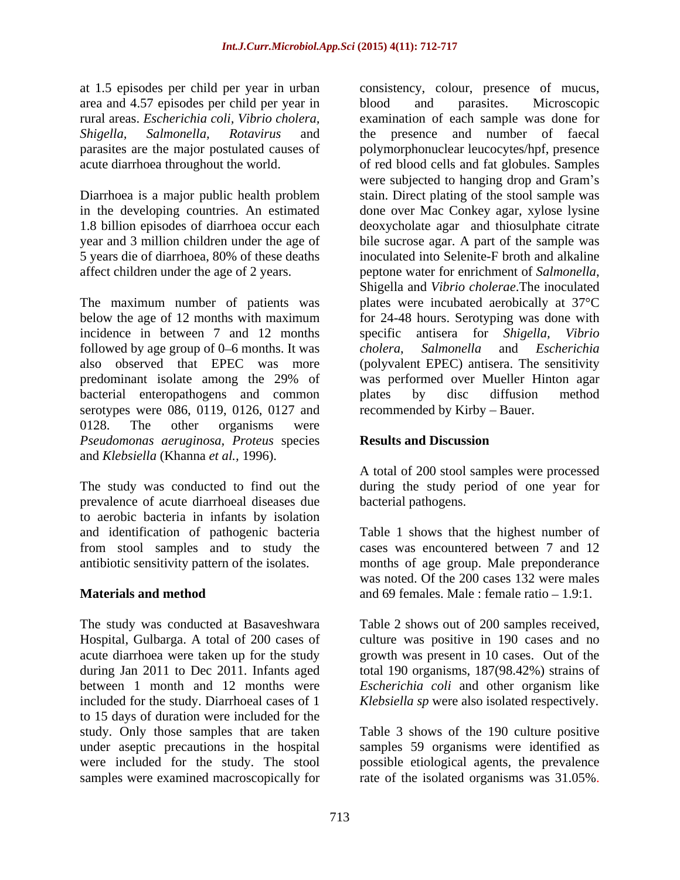at 1.5 episodes per child per year in urban area and 4.57 episodes per child per year in rural areas. *Escherichia coli*, *Vibrio cholera, Shigella, Salmonella, Rotavirus* and parasites are the major postulated causes of acute diarrhoea throughout the world.

Diarrhoea is a major public health problem in the developing countries. An estimated 1.8 billion episodes of diarrhoea occur each year and 3 million children under the age of 5 years die of diarrhoea, 80% of these deaths affect children under the age of 2 years.

The maximum number of patients was below the age of 12 months with maximum incidence in between 7 and 12 months followed by age group of 0–6 months. It was also observed that EPEC was more predominant isolate among the 29% of bacterial enteropathogens and common serotypes were 086, 0119, 0126, 0127 and 0128. The other organisms were *Pseudomonas aeruginosa, Proteus* species and *Klebsiella* (Khanna *et al.,* 1996).

The study was conducted to find out the prevalence of acute diarrhoeal diseases due to aerobic bacteria in infants by isolation and identification of pathogenic bacteria from stool samples and to study the antibiotic sensitivity pattern of the isolates.

## Materials and method

The study was conducted at Basaveshwara Hospital, Gulbarga. A total of 200 cases of acute diarrhoea were taken up for the study during Jan 2011 to Dec 2011. Infants aged between 1 month and 12 months were included for the study. Diarrhoeal cases of 1 to 15 days of duration were included for the study. Only those samples that are taken under aseptic precautions in the hospital were included for the study. The stool samples were examined macroscopically for consistency, colour, presence of mucus, blood and parasites. Microscopic examination of each sample was done for the presence and number of faecal polymorphonuclear leucocytes/hpf, presence of red blood cells and fat globules. Samples were subjected to hanging drop and Gram's stain. Direct plating of the stool sample was done over Mac Conkey agar, xylose lysine deoxycholate agar and thiosulphate citrate bile sucrose agar. A part of the sample was inoculated into Selenite-F broth and alkaline peptone water for enrichment of *Salmonella*, Shigella and *Vibrio cholerae*.The inoculated plates were incubated aerobically at 37°C for 24-48 hours. Serotyping was done with specific antisera for *Shigella*, *Vibrio cholera*, *Salmonella* and *Escherichia* (polyvalent EPEC) antisera. The sensitivity was performed over Mueller Hinton agar plates by disc diffusion method recommended by Kirby – Bauer.

## Results and Discussion

A total of 200 stool samples were processed during the study period of one year for bacterial pathogens.

Table 1 shows that the highest number of cases was encountered between 7 and 12 months of age group. Male preponderance was noted. Of the 200 cases 132 were males and 69 females. Male : female ratio – 1.9:1.

Table 2 shows out of 200 samples received, culture was positive in 190 cases and no growth was present in 10 cases. Out of the total 190 organisms, 187(98.42%) strains of *Escherichia coli* and other organism like *Klebsiella sp* were also isolated respectively.

Table 3 shows of the 190 culture positive samples 59 organisms were identified as possible etiological agents, the prevalence rate of the isolated organisms was 31.05%.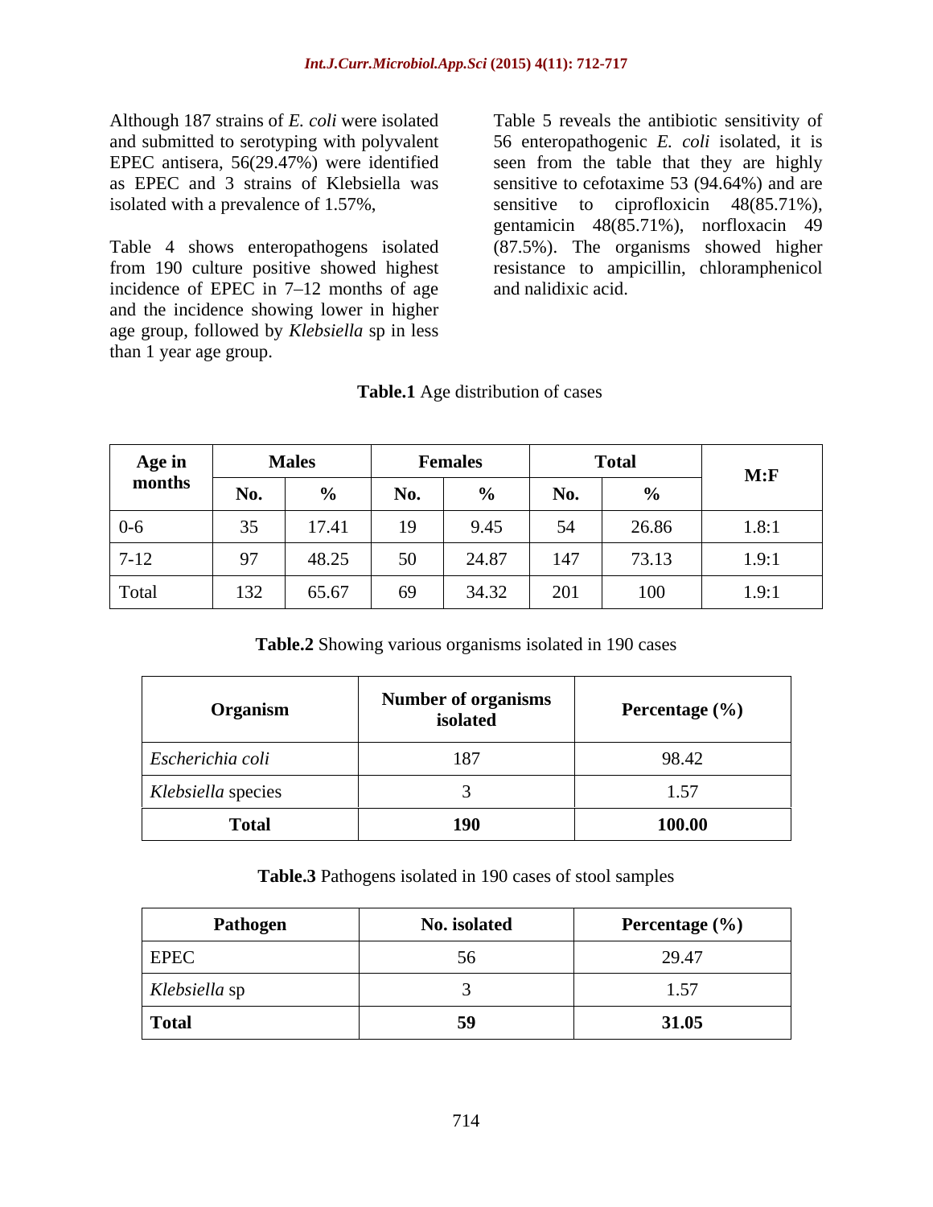Although 187 strains of *E. coli* were isolated and submitted to serotyping with polyvalent EPEC antisera, 56(29.47%) were identified as EPEC and 3 strains of Klebsiella was isolated with a prevalence of 1.57%,

Table 4 shows enteropathogens isolated from 190 culture positive showed highest incidence of EPEC in 7–12 months of age and the incidence showing lower in higher age group, followed by *Klebsiella* sp in less than 1 year age group.

Table 5 reveals the antibiotic sensitivity of 56 enteropathogenic *E. coli* isolated, it is seen from the table that they are highly sensitive to cefotaxime 53 (94.64%) and are sensitive to ciprofloxicin 48(85.71%), gentamicin 48(85.71%), norfloxacin 49 (87.5%). The organisms showed higher resistance to ampicillin, chloramphenicol and nalidixic acid.

**Table.1** Age distribution of cases

| Age in months | Males | | Females | | Total | | M:F |
|---|---|---|---|---|---|---|---|
| | No. | % | No. | % | No. | % | |
| 0-6 | 35 | 17.41 | 19 | 9.45 | 54 | 26.86 | 1.8:1 |
| 7-12 | 97 | 48.25 | 50 | 24.87 | 147 | 73.13 | 1.9:1 |
| Total | 132 | 65.67 | 69 | 34.32 | 201 | 100 | 1.9:1 |

**Table.2** Showing various organisms isolated in 190 cases

| Organism | Number of organisms isolated | Percentage (%) |
|---|---|---|
| *Escherichia coli* | 187 | 98.42 |
| *Klebsiella* species | 3 | 1.57 |
| **Total** | **190** | **100.00** |

**Table.3** Pathogens isolated in 190 cases of stool samples

| Pathogen | No. isolated | Percentage (%) |
|---|---|---|
| EPEC | 56 | 29.47 |
| *Klebsiella* sp | 3 | 1.57 |
| **Total** | **59** | **31.05** |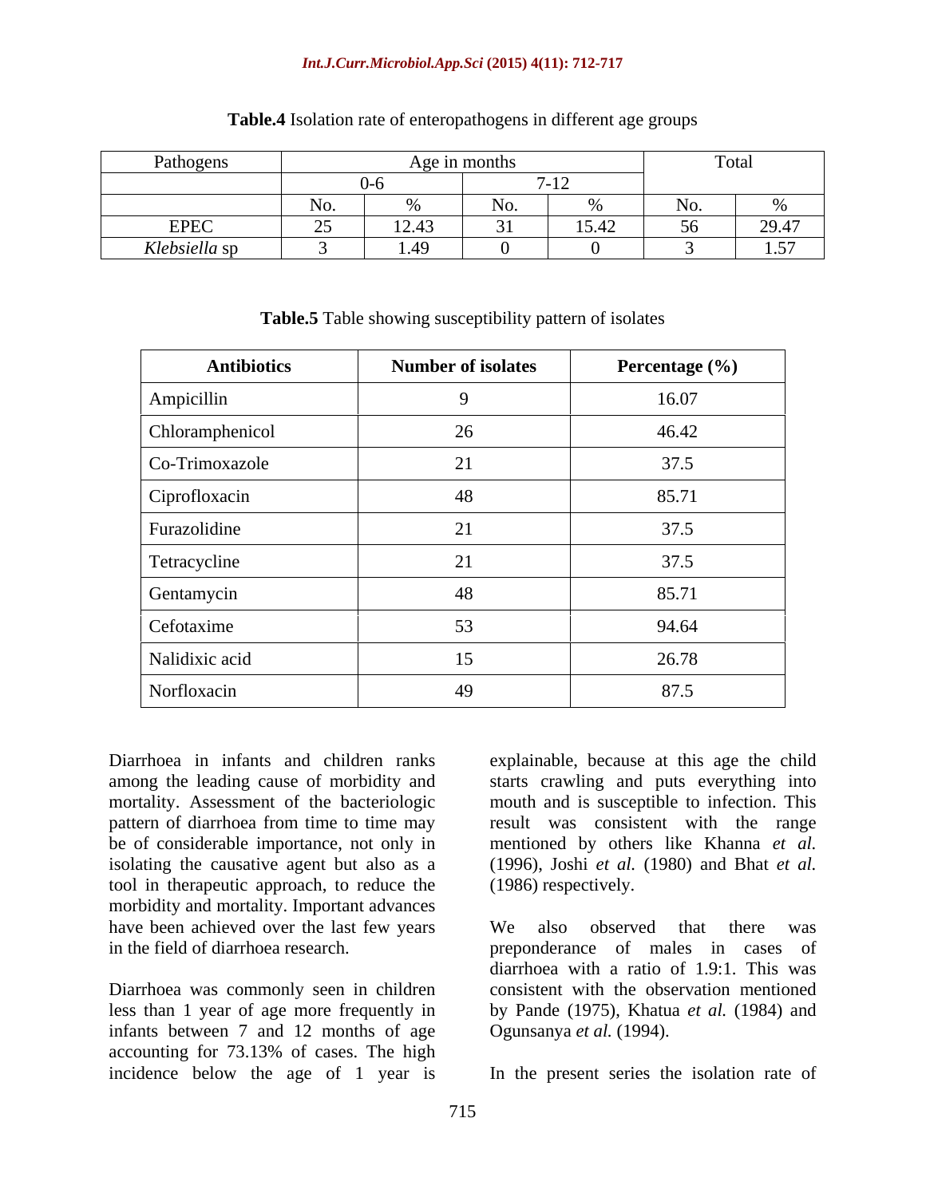**Table.4** Isolation rate of enteropathogens in different age groups

| Pathogens | Age in months | | | | Total | |
|---|---|---|---|---|---|---|
| | 0-6 | | 7-12 | | | |
| | No. | % | No. | % | No. | % |
| EPEC | 25 | 12.43 | 31 | 15.42 | 56 | 29.47 |
| *Klebsiella* sp | 3 | 1.49 | 0 | 0 | 3 | 1.57 |

**Table.5** Table showing susceptibility pattern of isolates

| Antibiotics | Number of isolates | Percentage (%) |
|---|---|---|
| Ampicillin | 9 | 16.07 |
| Chloramphenicol | 26 | 46.42 |
| Co-Trimoxazole | 21 | 37.5 |
| Ciprofloxacin | 48 | 85.71 |
| Furazolidine | 21 | 37.5 |
| Tetracycline | 21 | 37.5 |
| Gentamycin | 48 | 85.71 |
| Cefotaxime | 53 | 94.64 |
| Nalidixic acid | 15 | 26.78 |
| Norfloxacin | 49 | 87.5 |

Diarrhoea in infants and children ranks among the leading cause of morbidity and mortality. Assessment of the bacteriologic pattern of diarrhoea from time to time may be of considerable importance, not only in isolating the causative agent but also as a tool in therapeutic approach, to reduce the morbidity and mortality. Important advances have been achieved over the last few years in the field of diarrhoea research.

Diarrhoea was commonly seen in children less than 1 year of age more frequently in infants between 7 and 12 months of age accounting for 73.13% of cases. The high incidence below the age of 1 year is explainable, because at this age the child starts crawling and puts everything into mouth and is susceptible to infection. This result was consistent with the range mentioned by others like Khanna *et al.* (1996), Joshi *et al.* (1980) and Bhat *et al.* (1986) respectively.

We also observed that there was preponderance of males in cases of diarrhoea with a ratio of 1.9:1. This was consistent with the observation mentioned by Pande (1975), Khatua *et al.* (1984) and Ogunsanya *et al.* (1994).

In the present series the isolation rate of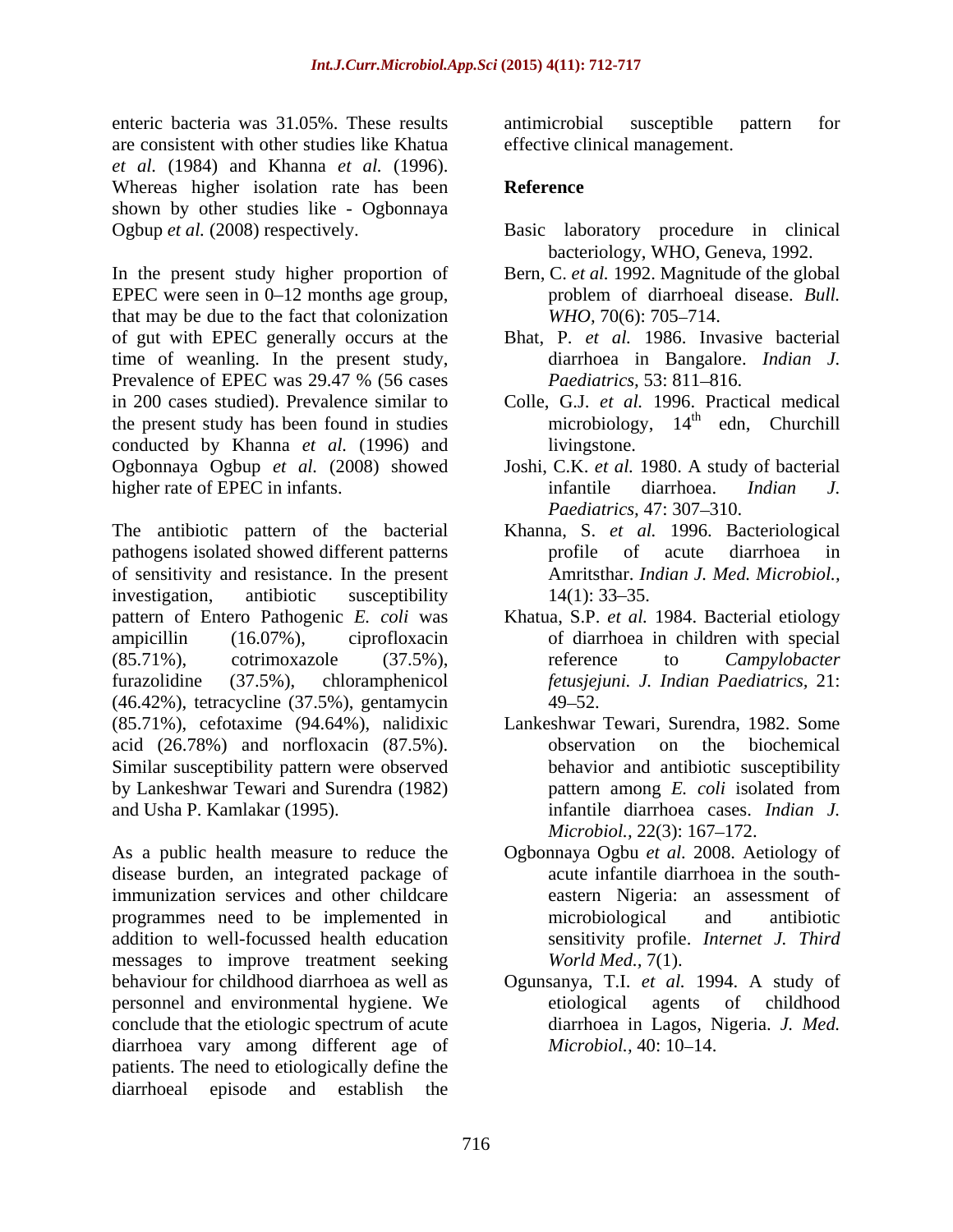enteric bacteria was 31.05%. These results are consistent with other studies like Khatua *et al.* (1984) and Khanna *et al.* (1996). Whereas higher isolation rate has been shown by other studies like - Ogbonnaya Ogbup *et al.* (2008) respectively.

In the present study higher proportion of EPEC were seen in 0–12 months age group, that may be due to the fact that colonization of gut with EPEC generally occurs at the time of weanling. In the present study, Prevalence of EPEC was 29.47 % (56 cases in 200 cases studied). Prevalence similar to the present study has been found in studies conducted by Khanna *et al.* (1996) and Ogbonnaya Ogbup *et al.* (2008) showed higher rate of EPEC in infants.

The antibiotic pattern of the bacterial pathogens isolated showed different patterns of sensitivity and resistance. In the present investigation, antibiotic susceptibility pattern of Entero Pathogenic *E. coli* was ampicillin (16.07%), ciprofloxacin (85.71%), cotrimoxazole (37.5%), furazolidine (37.5%), chloramphenicol (46.42%), tetracycline (37.5%), gentamycin (85.71%), cefotaxime (94.64%), nalidixic acid (26.78%) and norfloxacin (87.5%). Similar susceptibility pattern were observed by Lankeshwar Tewari and Surendra (1982) and Usha P. Kamlakar (1995).

As a public health measure to reduce the disease burden, an integrated package of immunization services and other childcare programmes need to be implemented in addition to well-focussed health education messages to improve treatment seeking behaviour for childhood diarrhoea as well as personnel and environmental hygiene. We conclude that the etiologic spectrum of acute diarrhoea vary among different age of patients. The need to etiologically define the diarrhoeal episode and establish the antimicrobial susceptible pattern for effective clinical management.

## Reference

Basic laboratory procedure in clinical bacteriology, WHO, Geneva, 1992.

Bern, C. *et al.* 1992. Magnitude of the global problem of diarrhoeal disease. *Bull. WHO,* 70(6): 705–714.

Bhat, P. *et al.* 1986. Invasive bacterial diarrhoea in Bangalore. *Indian J. Paediatrics,* 53: 811–816.

Colle, G.J. *et al.* 1996. Practical medical microbiology, 14th edn, Churchill livingstone.

Joshi, C.K. *et al.* 1980. A study of bacterial infantile diarrhoea. *Indian J. Paediatrics,* 47: 307–310.

Khanna, S. *et al.* 1996. Bacteriological profile of acute diarrhoea in Amritsthar. *Indian J. Med. Microbiol.,* 14(1): 33–35.

Khatua, S.P. *et al.* 1984. Bacterial etiology of diarrhoea in children with special reference to *Campylobacter fetusjejuni. J. Indian Paediatrics,* 21: 49–52.

Lankeshwar Tewari, Surendra, 1982. Some observation on the biochemical behavior and antibiotic susceptibility pattern among *E. coli* isolated from infantile diarrhoea cases. *Indian J. Microbiol.,* 22(3): 167–172.

Ogbonnaya Ogbu *et al.* 2008. Aetiology of acute infantile diarrhoea in the south-eastern Nigeria: an assessment of microbiological and antibiotic sensitivity profile. *Internet J. Third World Med.,* 7(1).

Ogunsanya, T.I. *et al.* 1994. A study of etiological agents of childhood diarrhoea in Lagos, Nigeria. *J. Med. Microbiol.,* 40: 10–14.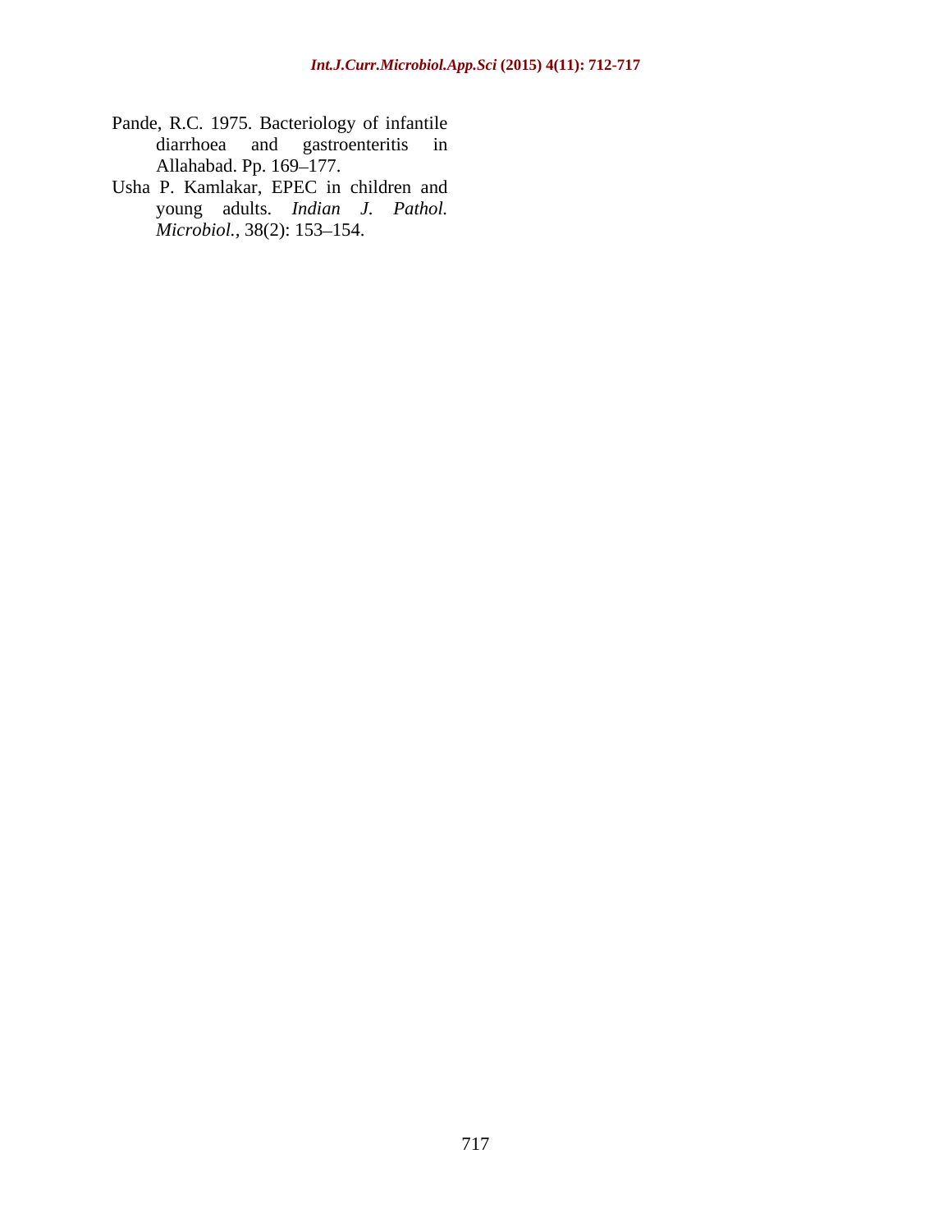Pande, R.C. 1975. Bacteriology of infantile diarrhoea and gastroenteritis in Allahabad. Pp. 169–177.

Usha P. Kamlakar, EPEC in children and young adults. *Indian J. Pathol. Microbiol.*, 38(2): 153–154.